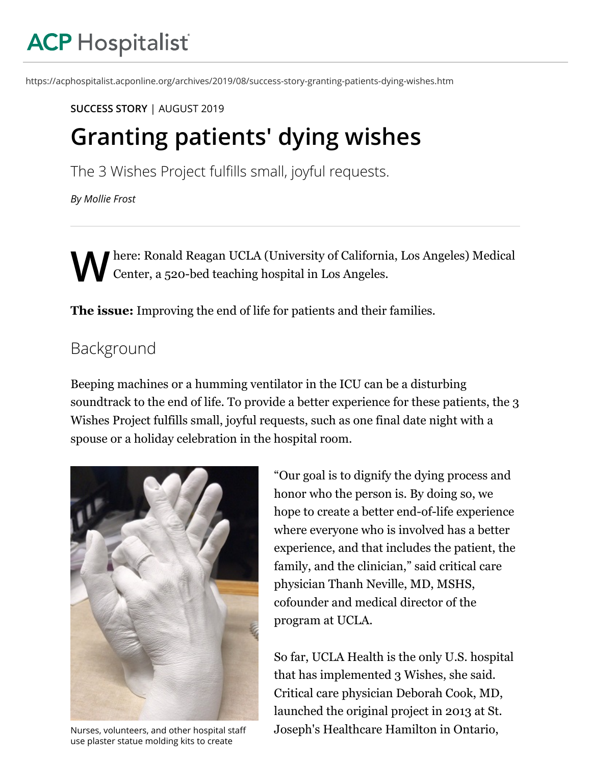ACP Hospitalist

https://acphospitalist.acponline.org/archives/2019/08/success-story-granting-patients-dying-wishes.htm

**SUCCESS STORY** | AUGUST 2019

# Granting patients' dying wishes

The 3 Wishes Project fulfills small, joyful requests.

*By Mollie Frost*

Where: Ronald Reagan UCLA (University of California, Los Angeles) Medical Center, a 520-bed teaching hospital in Los Angeles.

**The issue:** Improving the end of life for patients and their families.

## Background

Beeping machines or a humming ventilator in the ICU can be a disturbing soundtrack to the end of life. To provide a better experience for these patients, the 3 Wishes Project fulfills small, joyful requests, such as one final date night with a spouse or a holiday celebration in the hospital room.

Nurses, volunteers, and other hospital staff use plaster statue molding kits to create

"Our goal is to dignify the dying process and honor who the person is. By doing so, we hope to create a better end-of-life experience where everyone who is involved has a better experience, and that includes the patient, the family, and the clinician," said critical care physician Thanh Neville, MD, MSHS, cofounder and medical director of the program at UCLA.

So far, UCLA Health is the only U.S. hospital that has implemented 3 Wishes, she said. Critical care physician Deborah Cook, MD, launched the original project in 2013 at St. Joseph's Healthcare Hamilton in Ontario,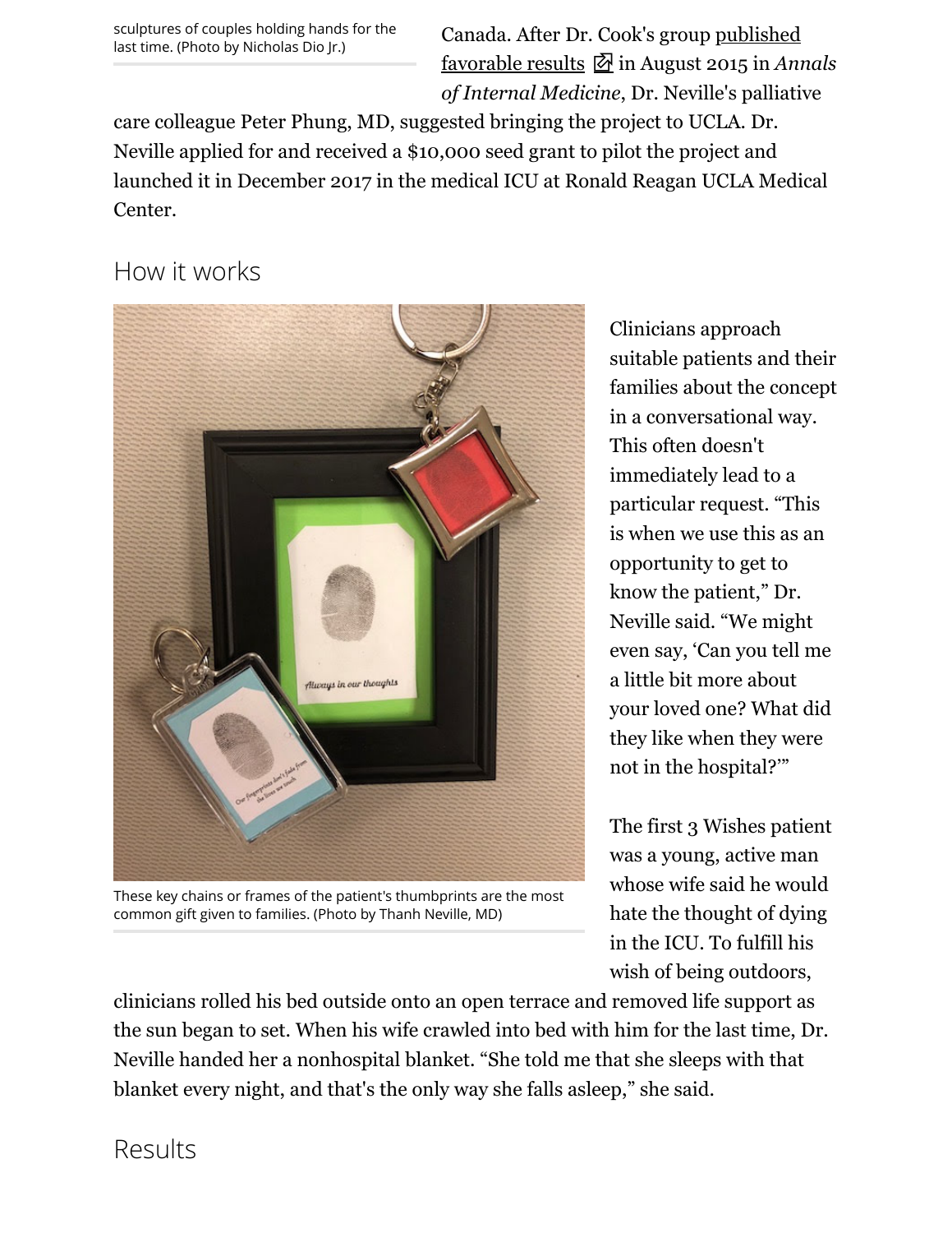sculptures of couples holding hands for the last time. (Photo by Nicholas Dio Jr.)

Canada. After Dr. Cook's group published favorable results in August 2015 in *Annals of Internal Medicine*, Dr. Neville's palliative care colleague Peter Phung, MD, suggested bringing the project to UCLA. Dr. Neville applied for and received a $10,000 seed grant to pilot the project and launched it in December 2017 in the medical ICU at Ronald Reagan UCLA Medical Center.

## How it works

These key chains or frames of the patient's thumbprints are the most common gift given to families. (Photo by Thanh Neville, MD)

Clinicians approach suitable patients and their families about the concept in a conversational way. This often doesn't immediately lead to a particular request. "This is when we use this as an opportunity to get to know the patient," Dr. Neville said. "We might even say, 'Can you tell me a little bit more about your loved one? What did they like when they were not in the hospital?'"

The first 3 Wishes patient was a young, active man whose wife said he would hate the thought of dying in the ICU. To fulfill his wish of being outdoors, clinicians rolled his bed outside onto an open terrace and removed life support as the sun began to set. When his wife crawled into bed with him for the last time, Dr. Neville handed her a nonhospital blanket. "She told me that she sleeps with that blanket every night, and that's the only way she falls asleep," she said.

## Results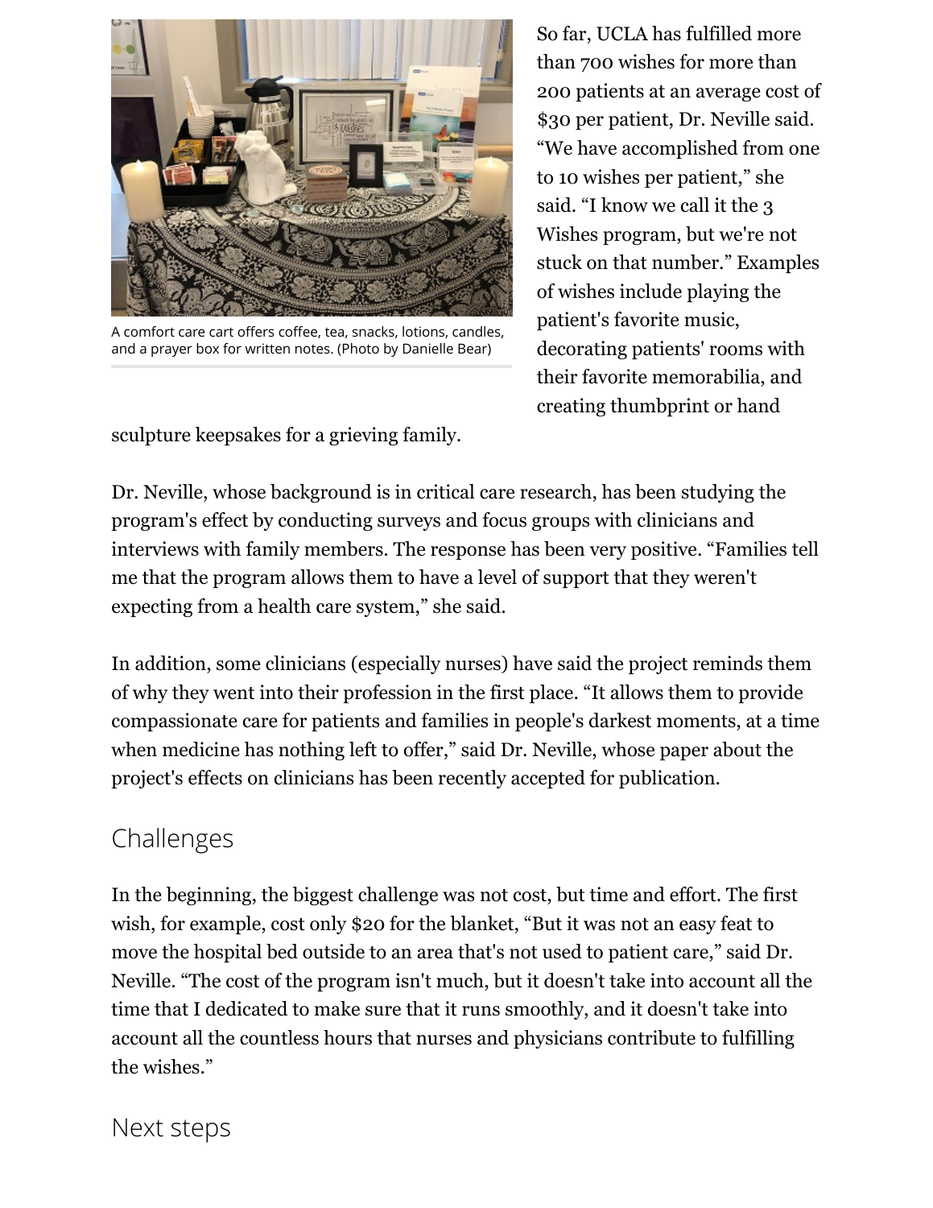A comfort care cart offers coffee, tea, snacks, lotions, candles, and a prayer box for written notes. (Photo by Danielle Bear)

So far, UCLA has fulfilled more than 700 wishes for more than 200 patients at an average cost of $30 per patient, Dr. Neville said. "We have accomplished from one to 10 wishes per patient," she said. "I know we call it the 3 Wishes program, but we're not stuck on that number." Examples of wishes include playing the patient's favorite music, decorating patients' rooms with their favorite memorabilia, and creating thumbprint or hand sculpture keepsakes for a grieving family.

Dr. Neville, whose background is in critical care research, has been studying the program's effect by conducting surveys and focus groups with clinicians and interviews with family members. The response has been very positive. "Families tell me that the program allows them to have a level of support that they weren't expecting from a health care system," she said.

In addition, some clinicians (especially nurses) have said the project reminds them of why they went into their profession in the first place. "It allows them to provide compassionate care for patients and families in people's darkest moments, at a time when medicine has nothing left to offer," said Dr. Neville, whose paper about the project's effects on clinicians has been recently accepted for publication.

## Challenges

In the beginning, the biggest challenge was not cost, but time and effort. The first wish, for example, cost only $20 for the blanket, "But it was not an easy feat to move the hospital bed outside to an area that's not used to patient care," said Dr. Neville. "The cost of the program isn't much, but it doesn't take into account all the time that I dedicated to make sure that it runs smoothly, and it doesn't take into account all the countless hours that nurses and physicians contribute to fulfilling the wishes."

## Next steps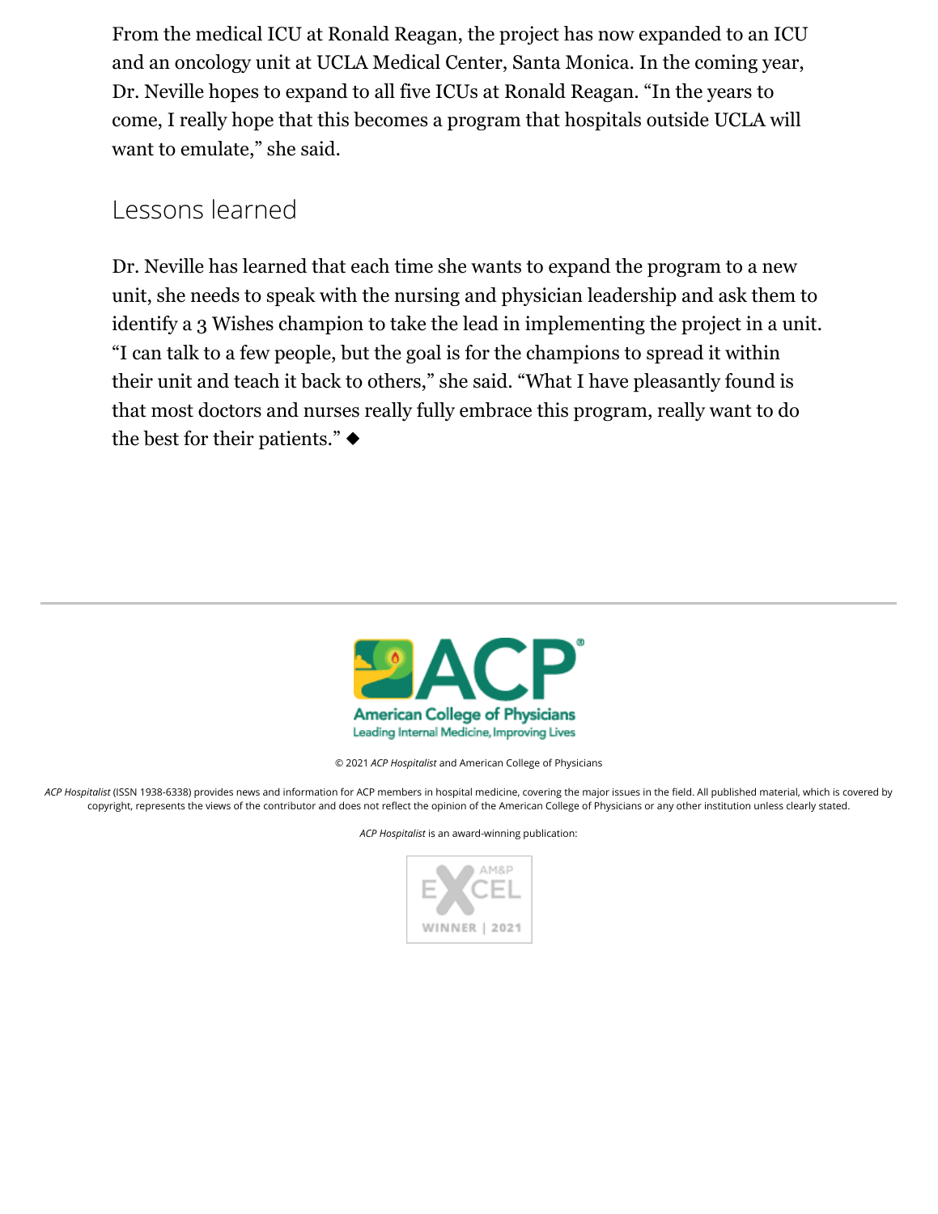From the medical ICU at Ronald Reagan, the project has now expanded to an ICU and an oncology unit at UCLA Medical Center, Santa Monica. In the coming year, Dr. Neville hopes to expand to all five ICUs at Ronald Reagan. “In the years to come, I really hope that this becomes a program that hospitals outside UCLA will want to emulate,” she said.

## Lessons learned

Dr. Neville has learned that each time she wants to expand the program to a new unit, she needs to speak with the nursing and physician leadership and ask them to identify a 3 Wishes champion to take the lead in implementing the project in a unit. “I can talk to a few people, but the goal is for the champions to spread it within their unit and teach it back to others,” she said. “What I have pleasantly found is that most doctors and nurses really fully embrace this program, really want to do the best for their patients.” ◆

---

ACP

American College of Physicians

Leading Internal Medicine, Improving Lives

© 2021 *ACP Hospitalist* and American College of Physicians

*ACP Hospitalist* (ISSN 1938-6338) provides news and information for ACP members in hospital medicine, covering the major issues in the field. All published material, which is covered by copyright, represents the views of the contributor and does not reflect the opinion of the American College of Physicians or any other institution unless clearly stated.

*ACP Hospitalist* is an award-winning publication:

AM&P EXCEL WINNER | 2021